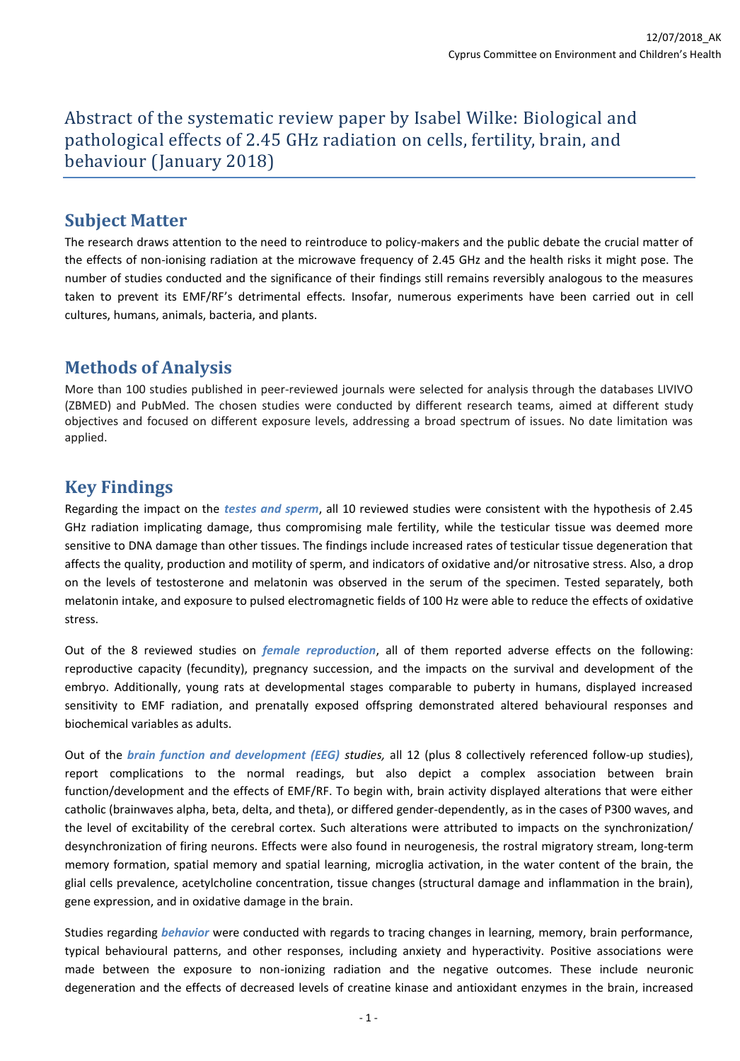12/07/2018_AK

Cyprus Committee on Environment and Children's Health

# Abstract of the systematic review paper by Isabel Wilke: Biological and pathological effects of 2.45 GHz radiation on cells, fertility, brain, and behaviour (January 2018)

## Subject Matter

The research draws attention to the need to reintroduce to policy-makers and the public debate the crucial matter of the effects of non-ionising radiation at the microwave frequency of 2.45 GHz and the health risks it might pose. The number of studies conducted and the significance of their findings still remains reversibly analogous to the measures taken to prevent its EMF/RF's detrimental effects. Insofar, numerous experiments have been carried out in cell cultures, humans, animals, bacteria, and plants.

## Methods of Analysis

More than 100 studies published in peer-reviewed journals were selected for analysis through the databases LIVIVO (ZBMED) and PubMed. The chosen studies were conducted by different research teams, aimed at different study objectives and focused on different exposure levels, addressing a broad spectrum of issues. No date limitation was applied.

## Key Findings

Regarding the impact on the ***testes and sperm***, all 10 reviewed studies were consistent with the hypothesis of 2.45 GHz radiation implicating damage, thus compromising male fertility, while the testicular tissue was deemed more sensitive to DNA damage than other tissues. The findings include increased rates of testicular tissue degeneration that affects the quality, production and motility of sperm, and indicators of oxidative and/or nitrosative stress. Also, a drop on the levels of testosterone and melatonin was observed in the serum of the specimen. Tested separately, both melatonin intake, and exposure to pulsed electromagnetic fields of 100 Hz were able to reduce the effects of oxidative stress.

Out of the 8 reviewed studies on ***female reproduction***, all of them reported adverse effects on the following: reproductive capacity (fecundity), pregnancy succession, and the impacts on the survival and development of the embryo. Additionally, young rats at developmental stages comparable to puberty in humans, displayed increased sensitivity to EMF radiation, and prenatally exposed offspring demonstrated altered behavioural responses and biochemical variables as adults.

Out of the ***brain function and development (EEG)*** *studies,* all 12 (plus 8 collectively referenced follow-up studies), report complications to the normal readings, but also depict a complex association between brain function/development and the effects of EMF/RF. To begin with, brain activity displayed alterations that were either catholic (brainwaves alpha, beta, delta, and theta), or differed gender-dependently, as in the cases of P300 waves, and the level of excitability of the cerebral cortex. Such alterations were attributed to impacts on the synchronization/ desynchronization of firing neurons. Effects were also found in neurogenesis, the rostral migratory stream, long-term memory formation, spatial memory and spatial learning, microglia activation, in the water content of the brain, the glial cells prevalence, acetylcholine concentration, tissue changes (structural damage and inflammation in the brain), gene expression, and in oxidative damage in the brain.

Studies regarding ***behavior*** were conducted with regards to tracing changes in learning, memory, brain performance, typical behavioural patterns, and other responses, including anxiety and hyperactivity. Positive associations were made between the exposure to non-ionizing radiation and the negative outcomes. These include neuronic degeneration and the effects of decreased levels of creatine kinase and antioxidant enzymes in the brain, increased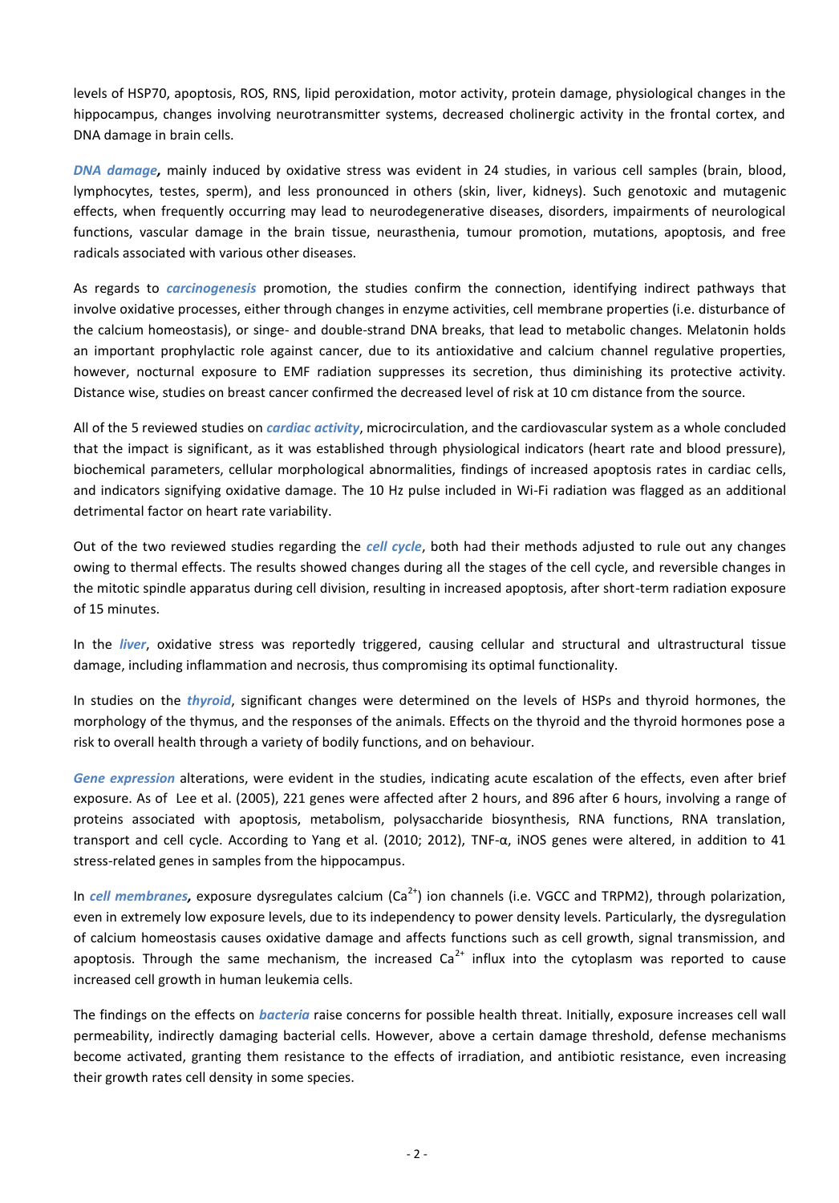levels of HSP70, apoptosis, ROS, RNS, lipid peroxidation, motor activity, protein damage, physiological changes in the hippocampus, changes involving neurotransmitter systems, decreased cholinergic activity in the frontal cortex, and DNA damage in brain cells.

***DNA damage*,** mainly induced by oxidative stress was evident in 24 studies, in various cell samples (brain, blood, lymphocytes, testes, sperm), and less pronounced in others (skin, liver, kidneys). Such genotoxic and mutagenic effects, when frequently occurring may lead to neurodegenerative diseases, disorders, impairments of neurological functions, vascular damage in the brain tissue, neurasthenia, tumour promotion, mutations, apoptosis, and free radicals associated with various other diseases.

As regards to ***carcinogenesis*** promotion, the studies confirm the connection, identifying indirect pathways that involve oxidative processes, either through changes in enzyme activities, cell membrane properties (i.e. disturbance of the calcium homeostasis), or singe- and double-strand DNA breaks, that lead to metabolic changes. Melatonin holds an important prophylactic role against cancer, due to its antioxidative and calcium channel regulative properties, however, nocturnal exposure to EMF radiation suppresses its secretion, thus diminishing its protective activity. Distance wise, studies on breast cancer confirmed the decreased level of risk at 10 cm distance from the source.

All of the 5 reviewed studies on ***cardiac activity***, microcirculation, and the cardiovascular system as a whole concluded that the impact is significant, as it was established through physiological indicators (heart rate and blood pressure), biochemical parameters, cellular morphological abnormalities, findings of increased apoptosis rates in cardiac cells, and indicators signifying oxidative damage. The 10 Hz pulse included in Wi-Fi radiation was flagged as an additional detrimental factor on heart rate variability.

Out of the two reviewed studies regarding the ***cell cycle***, both had their methods adjusted to rule out any changes owing to thermal effects. The results showed changes during all the stages of the cell cycle, and reversible changes in the mitotic spindle apparatus during cell division, resulting in increased apoptosis, after short-term radiation exposure of 15 minutes.

In the ***liver***, oxidative stress was reportedly triggered, causing cellular and structural and ultrastructural tissue damage, including inflammation and necrosis, thus compromising its optimal functionality.

In studies on the ***thyroid***, significant changes were determined on the levels of HSPs and thyroid hormones, the morphology of the thymus, and the responses of the animals. Effects on the thyroid and the thyroid hormones pose a risk to overall health through a variety of bodily functions, and on behaviour.

***Gene expression*** alterations, were evident in the studies, indicating acute escalation of the effects, even after brief exposure. As of Lee et al. (2005), 221 genes were affected after 2 hours, and 896 after 6 hours, involving a range of proteins associated with apoptosis, metabolism, polysaccharide biosynthesis, RNA functions, RNA translation, transport and cell cycle. According to Yang et al. (2010; 2012), TNF-α, iNOS genes were altered, in addition to 41 stress-related genes in samples from the hippocampus.

In ***cell membranes*,** exposure dysregulates calcium ($Ca^{2+}$) ion channels (i.e. VGCC and TRPM2), through polarization, even in extremely low exposure levels, due to its independency to power density levels. Particularly, the dysregulation of calcium homeostasis causes oxidative damage and affects functions such as cell growth, signal transmission, and apoptosis. Through the same mechanism, the increased $Ca^{2+}$ influx into the cytoplasm was reported to cause increased cell growth in human leukemia cells.

The findings on the effects on ***bacteria*** raise concerns for possible health threat. Initially, exposure increases cell wall permeability, indirectly damaging bacterial cells. However, above a certain damage threshold, defense mechanisms become activated, granting them resistance to the effects of irradiation, and antibiotic resistance, even increasing their growth rates cell density in some species.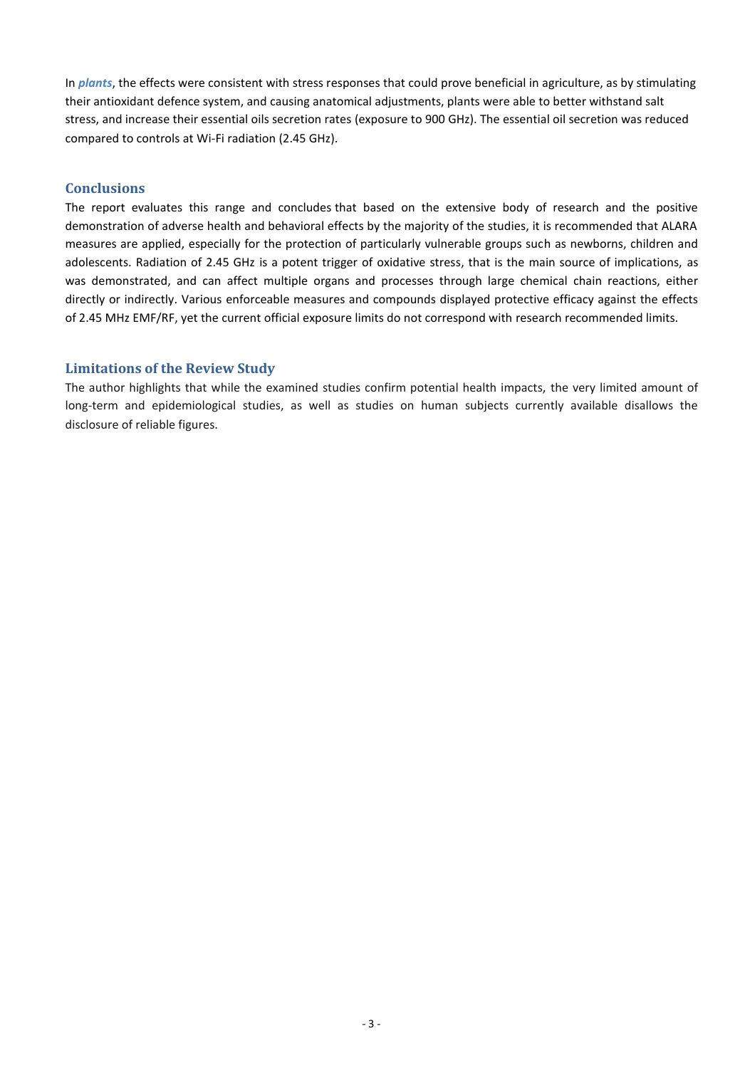In ***plants***, the effects were consistent with stress responses that could prove beneficial in agriculture, as by stimulating their antioxidant defence system, and causing anatomical adjustments, plants were able to better withstand salt stress, and increase their essential oils secretion rates (exposure to 900 GHz). The essential oil secretion was reduced compared to controls at Wi-Fi radiation (2.45 GHz).

## Conclusions

The report evaluates this range and concludes that based on the extensive body of research and the positive demonstration of adverse health and behavioral effects by the majority of the studies, it is recommended that ALARA measures are applied, especially for the protection of particularly vulnerable groups such as newborns, children and adolescents. Radiation of 2.45 GHz is a potent trigger of oxidative stress, that is the main source of implications, as was demonstrated, and can affect multiple organs and processes through large chemical chain reactions, either directly or indirectly. Various enforceable measures and compounds displayed protective efficacy against the effects of 2.45 MHz EMF/RF, yet the current official exposure limits do not correspond with research recommended limits.

## Limitations of the Review Study

The author highlights that while the examined studies confirm potential health impacts, the very limited amount of long-term and epidemiological studies, as well as studies on human subjects currently available disallows the disclosure of reliable figures.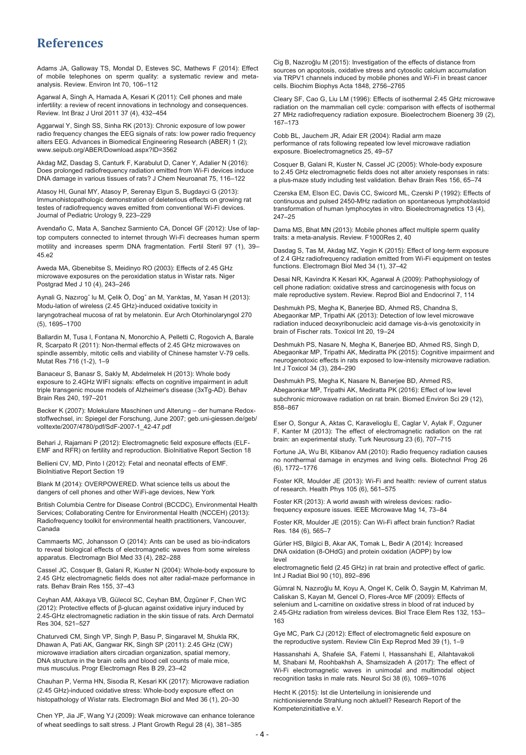# References

Adams JA, Galloway TS, Mondal D, Esteves SC, Mathews F (2014): Effect of mobile telephones on sperm quality: a systematic review and meta-analysis. Review. Environ Int 70, 106–112

Agarwal A, Singh A, Hamada A, Kesari K (2011): Cell phones and male infertility: a review of recent innovations in technology and consequences. Review. Int Braz J Urol 2011 37 (4), 432–454

Aggarwal Y, Singh SS, Sinha RK (2013): Chronic exposure of low power radio frequency changes the EEG signals of rats: low power radio frequency alters EEG. Advances in Biomedical Engineering Research (ABER) 1 (2); www.seipub.org/ABER/Download.aspx?ID=3562

Akdag MZ, Dasdag S, Canturk F, Karabulut D, Caner Y, Adalier N (2016): Does prolonged radiofrequency radiation emitted from Wi-Fi devices induce DNA damage in various tissues of rats? J Chem Neuroanat 75, 116–122

Atasoy HI, Gunal MY, Atasoy P, Serenay Elgun S, Bugdayci G (2013): Immunohistopathologic demonstration of deleterious effects on growing rat testes of radiofrequency waves emitted from conventional Wi-Fi devices. Journal of Pediatric Urology 9, 223–229

Avendaño C, Mata A, Sanchez Sarmiento CA, Doncel GF (2012): Use of laptop computers connected to internet through Wi-Fi decreases human sperm motility and increases sperm DNA fragmentation. Fertil Steril 97 (1), 39–45.e2

Aweda MA, Gbenebitse S, Meidinyo RO (2003): Effects of 2.45 GHz microwave exposures on the peroxidation status in Wistar rats. Niger Postgrad Med J 10 (4), 243–246

Aynali G, Nazıroğ˘ lu M, Çelik Ö, Dog˘ an M, Yarıktas¸ M, Yasan H (2013): Modu-lation of wireless (2.45 GHz)-induced oxidative toxicity in laryngotracheal mucosa of rat by melatonin. Eur Arch Otorhinolaryngol 270 (5), 1695–1700

Ballardin M, Tusa I, Fontana N, Monorchio A, Pelletti C, Rogovich A, Barale R, Scarpato R (2011): Non-thermal effects of 2.45 GHz microwaves on spindle assembly, mitotic cells and viability of Chinese hamster V-79 cells. Mutat Res 716 (1-2), 1–9

Banaceur S, Banasr S, Sakly M, Abdelmelek H (2013): Whole body exposure to 2.4GHz WIFI signals: effects on cognitive impairment in adult triple transgenic mouse models of Alzheimer's disease (3xTg-AD). Behav Brain Res 240, 197–201

Becker K (2007): Molekulare Maschinen und Alterung – der humane Redox-stoffwechsel, in: Spiegel der Forschung, June 2007; geb.uni-giessen.de/geb/volltexte/2007/4780/pdf/SdF-2007-1_42-47.pdf

Behari J, Rajamani P (2012): Electromagnetic field exposure effects (ELF-EMF and RFR) on fertility and reproduction. BioInitiative Report Section 18

Bellieni CV, MD, Pinto I (2012): Fetal and neonatal effects of EMF. BioInitiative Report Section 19

Blank M (2014): OVERPOWERED. What science tells us about the dangers of cell phones and other WiFi-age devices, New York

British Columbia Centre for Disease Control (BCCDC), Environmental Health Services; Collaborating Centre for Environmental Health (NCCEH) (2013): Radiofrequency toolkit for environmental health practitioners, Vancouver, Canada

Cammaerts MC, Johansson O (2014): Ants can be used as bio-indicators to reveal biological effects of electromagnetic waves from some wireless apparatus. Electromagn Biol Med 33 (4), 282–288

Cassel JC, Cosquer B, Galani R, Kuster N (2004): Whole-body exposure to 2.45 GHz electromagnetic fields does not alter radial-maze performance in rats. Behav Brain Res 155, 37–43

Ceyhan AM, Akkaya VB, Gülecol SC, Ceyhan BM, Özgüner F, Chen WC (2012): Protective effects of β-glucan against oxidative injury induced by 2.45-GHz electromagnetic radiation in the skin tissue of rats. Arch Dermatol Res 304, 521–527

Chaturvedi CM, Singh VP, Singh P, Basu P, Singaravel M, Shukla RK, Dhawan A, Pati AK, Gangwar RK, Singh SP (2011): 2.45 GHz (CW) microwave irradiation alters circadian organization, spatial memory, DNA structure in the brain cells and blood cell counts of male mice, mus musculus. Progr Electromagn Res B 29, 23–42

Chauhan P, Verma HN, Sisodia R, Kesari KK (2017): Microwave radiation (2.45 GHz)-induced oxidative stress: Whole-body exposure effect on histopathology of Wistar rats. Electromagn Biol and Med 36 (1), 20–30

Chen YP, Jia JF, Wang YJ (2009): Weak microwave can enhance tolerance of wheat seedlings to salt stress. J Plant Growth Regul 28 (4), 381–385

Cig B, Nazıroğlu M (2015): Investigation of the effects of distance from sources on apoptosis, oxidative stress and cytosolic calcium accumulation via TRPV1 channels induced by mobile phones and Wi-Fi in breast cancer cells. Biochim Biophys Acta 1848, 2756–2765

Cleary SF, Cao G, Liu LM (1996): Effects of isothermal 2.45 GHz microwave radiation on the mammalian cell cycle: comparison with effects of isothermal 27 MHz radiofrequency radiation exposure. Bioelectrochem Bioeneng 39 (2), 167–173

Cobb BL, Jauchem JR, Adair ER (2004): Radial arm maze performance of rats following repeated low level microwave radiation exposure. Bioelectromagnetics 25, 49–57

Cosquer B, Galani R, Kuster N, Cassel JC (2005): Whole-body exposure to 2.45 GHz electromagnetic fields does not alter anxiety responses in rats: a plus-maze study including test validation. Behav Brain Res 156, 65–74

Czerska EM, Elson EC, Davis CC, Swicord ML, Czerski P (1992): Effects of continuous and pulsed 2450-MHz radiation on spontaneous lymphoblastoid transformation of human lymphocytes in vitro. Bioelectromagnetics 13 (4), 247–25

Dama MS, Bhat MN (2013): Mobile phones affect multiple sperm quality traits: a meta-analysis. Review. F1000Res 2, 40

Dasdag S, Tas M, Akdag MZ, Yegin K (2015): Effect of long-term exposure of 2.4 GHz radiofrequency radiation emitted from Wi-Fi equipment on testes functions. Electromagn Biol Med 34 (1), 37–42

Desai NR, Kavindra K Kesari KK, Agarwal A (2009): Pathophysiology of cell phone radiation: oxidative stress and carcinogenesis with focus on male reproductive system. Review. Reprod Biol and Endocrinol 7, 114

Deshmukh PS, Megha K, Banerjee BD, Ahmed RS, Chandna S, Abegaonkar MP, Tripathi AK (2013): Detection of low level microwave radiation induced deoxyribonucleic acid damage vis-à-vis genotoxicity in brain of Fischer rats. Toxicol Int 20, 19–24

Deshmukh PS, Nasare N, Megha K, Banerjee BD, Ahmed RS, Singh D, Abegaonkar MP, Tripathi AK, Mediratta PK (2015): Cognitive impairment and neurogenotoxic effects in rats exposed to low-intensity microwave radiation. Int J Toxicol 34 (3), 284–290

Deshmukh PS, Megha K, Nasare N, Banerjee BD, Ahmed RS, Abegaonkar MP, Tripathi AK, Mediratta PK (2016): Effect of low level subchronic microwave radiation on rat brain. Biomed Environ Sci 29 (12), 858–867

Eser O, Songur A, Aktas C, Karavelioglu E, Caglar V, Aylak F, Ozguner F, Kanter M (2013): The effect of electromagnetic radiation on the rat brain: an experimental study. Turk Neurosurg 23 (6), 707–715

Fortune JA, Wu BI, Klibanov AM (2010): Radio frequency radiation causes no nonthermal damage in enzymes and living cells. Biotechnol Prog 26 (6), 1772–1776

Foster KR, Moulder JE (2013): Wi-Fi and health: review of current status of research. Health Phys 105 (6), 561–575

Foster KR (2013): A world awash with wireless devices: radio-frequency exposure issues. IEEE Microwave Mag 14, 73–84

Foster KR, Moulder JE (2015): Can Wi-Fi affect brain function? Radiat Res. 184 (6), 565–7

Gürler HS, Bilgici B, Akar AK, Tomak L, Bedir A (2014): Increased DNA oxidation (8-OHdG) and protein oxidation (AOPP) by low level electromagnetic field (2.45 GHz) in rat brain and protective effect of garlic. Int J Radiat Biol 90 (10), 892–896

Gümral N, Nazıroğlu M, Koyu A, Ongel K, Celik Ö, Saygin M, Kahriman M, Caliskan S, Kayan M, Gencel O, Flores-Arce MF (2009): Effects of selenium and L-carnitine on oxidative stress in blood of rat induced by 2.45-GHz radiation from wireless devices. Biol Trace Elem Res 132, 153–163

Gye MC, Park CJ (2012): Effect of electromagnetic field exposure on the reproductive system. Review Clin Exp Reprod Med 39 (1), 1–9

Hassanshahi A, Shafeie SA, Fatemi I, Hassanshahi E, Allahtavakoli M, Shabani M, Roohbakhsh A, Shamsizadeh A (2017): The effect of Wi-Fi electromagnetic waves in unimodal and multimodal object recognition tasks in male rats. Neurol Sci 38 (6), 1069–1076

Hecht K (2015): Ist die Unterteilung in ionisierende und nichtionisierende Strahlung noch aktuell? Research Report of the Kompetenzinitiative e.V.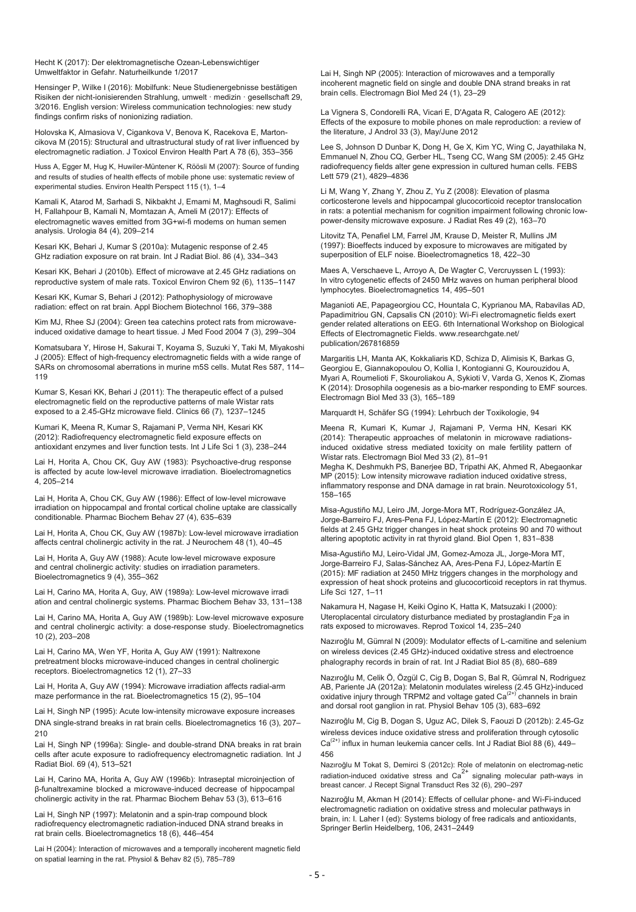Hecht K (2017): Der elektromagnetische Ozean-Lebenswichtiger Umweltfaktor in Gefahr. Naturheilkunde 1/2017

Hensinger P, Wilke I (2016): Mobilfunk: Neue Studienergebnisse bestätigen Risiken der nicht-ionisierenden Strahlung, umwelt · medizin · gesellschaft 29, 3/2016. English version: Wireless communication technologies: new study findings confirm risks of nonionizing radiation.

Holovska K, Almasiova V, Cigankova V, Benova K, Racekova E, Martoncikova M (2015): Structural and ultrastructural study of rat liver influenced by electromagnetic radiation. J Toxicol Environ Health Part A 78 (6), 353–356

Huss A, Egger M, Hug K, Huwiler-Müntener K, Röösli M (2007): Source of funding and results of studies of health effects of mobile phone use: systematic review of experimental studies. Environ Health Perspect 115 (1), 1–4

Kamali K, Atarod M, Sarhadi S, Nikbakht J, Emami M, Maghsoudi R, Salimi H, Fallahpour B, Kamali N, Momtazan A, Ameli M (2017): Effects of electromagnetic waves emitted from 3G+wi-fi modems on human semen analysis. Urologia 84 (4), 209–214

Kesari KK, Behari J, Kumar S (2010a): Mutagenic response of 2.45 GHz radiation exposure on rat brain. Int J Radiat Biol. 86 (4), 334–343

Kesari KK, Behari J (2010b). Effect of microwave at 2.45 GHz radiations on reproductive system of male rats. Toxicol Environ Chem 92 (6), 1135–1147

Kesari KK, Kumar S, Behari J (2012): Pathophysiology of microwave radiation: effect on rat brain. Appl Biochem Biotechnol 166, 379–388

Kim MJ, Rhee SJ (2004): Green tea catechins protect rats from microwave-induced oxidative damage to heart tissue. J Med Food 2004 7 (3), 299–304

Komatsubara Y, Hirose H, Sakurai T, Koyama S, Suzuki Y, Taki M, Miyakoshi J (2005): Effect of high-frequency electromagnetic fields with a wide range of SARs on chromosomal aberrations in murine m5S cells. Mutat Res 587, 114–119

Kumar S, Kesari KK, Behari J (2011): The therapeutic effect of a pulsed electromagnetic field on the reproductive patterns of male Wistar rats exposed to a 2.45-GHz microwave field. Clinics 66 (7), 1237–1245

Kumari K, Meena R, Kumar S, Rajamani P, Verma NH, Kesari KK (2012): Radiofrequency electromagnetic field exposure effects on antioxidant enzymes and liver function tests. Int J Life Sci 1 (3), 238–244

Lai H, Horita A, Chou CK, Guy AW (1983): Psychoactive-drug response is affected by acute low-level microwave irradiation. Bioelectromagnetics 4, 205–214

Lai H, Horita A, Chou CK, Guy AW (1986): Effect of low-level microwave irradiation on hippocampal and frontal cortical choline uptake are classically conditionable. Pharmac Biochem Behav 27 (4), 635–639

Lai H, Horita A, Chou CK, Guy AW (1987b): Low-level microwave irradiation affects central cholinergic activity in the rat. J Neurochem 48 (1), 40–45

Lai H, Horita A, Guy AW (1988): Acute low-level microwave exposure and central cholinergic activity: studies on irradiation parameters. Bioelectromagnetics 9 (4), 355–362

Lai H, Carino MA, Horita A, Guy, AW (1989a): Low-level microwave irradi ation and central cholinergic systems. Pharmac Biochem Behav 33, 131–138

Lai H, Carino MA, Horita A, Guy AW (1989b): Low-level microwave exposure and central cholinergic activity: a dose-response study. Bioelectromagnetics 10 (2), 203–208

Lai H, Carino MA, Wen YF, Horita A, Guy AW (1991): Naltrexone pretreatment blocks microwave-induced changes in central cholinergic receptors. Bioelectromagnetics 12 (1), 27–33

Lai H, Horita A, Guy AW (1994): Microwave irradiation affects radial-arm maze performance in the rat. Bioelectromagnetics 15 (2), 95–104

Lai H, Singh NP (1995): Acute low-intensity microwave exposure increases DNA single-strand breaks in rat brain cells. Bioelectromagnetics 16 (3), 207–210

Lai H, Singh NP (1996a): Single- and double-strand DNA breaks in rat brain cells after acute exposure to radiofrequency electromagnetic radiation. Int J Radiat Biol. 69 (4), 513–521

Lai H, Carino MA, Horita A, Guy AW (1996b): Intraseptal microinjection of β-funaltrexamine blocked a microwave-induced decrease of hippocampal cholinergic activity in the rat. Pharmac Biochem Behav 53 (3), 613–616

Lai H, Singh NP (1997): Melatonin and a spin-trap compound block radiofrequency electromagnetic radiation-induced DNA strand breaks in rat brain cells. Bioelectromagnetics 18 (6), 446–454

Lai H (2004): Interaction of microwaves and a temporally incoherent magnetic field on spatial learning in the rat. Physiol & Behav 82 (5), 785–789

Lai H, Singh NP (2005): Interaction of microwaves and a temporally incoherent magnetic field on single and double DNA strand breaks in rat brain cells. Electromagn Biol Med 24 (1), 23–29

La Vignera S, Condorelli RA, Vicari E, D'Agata R, Calogero AE (2012): Effects of the exposure to mobile phones on male reproduction: a review of the literature, J Androl 33 (3), May/June 2012

Lee S, Johnson D Dunbar K, Dong H, Ge X, Kim YC, Wing C, Jayathilaka N, Emmanuel N, Zhou CQ, Gerber HL, Tseng CC, Wang SM (2005): 2.45 GHz radiofrequency fields alter gene expression in cultured human cells. FEBS Lett 579 (21), 4829–4836

Li M, Wang Y, Zhang Y, Zhou Z, Yu Z (2008): Elevation of plasma corticosterone levels and hippocampal glucocorticoid receptor translocation in rats: a potential mechanism for cognition impairment following chronic low-power-density microwave exposure. J Radiat Res 49 (2), 163–70

Litovitz TA, Penafiel LM, Farrel JM, Krause D, Meister R, Mullins JM (1997): Bioeffects induced by exposure to microwaves are mitigated by superposition of ELF noise. Bioelectromagnetics 18, 422–30

Maes A, Verschaeve L, Arroyo A, De Wagter C, Vercruyssen L (1993): In vitro cytogenetic effects of 2450 MHz waves on human peripheral blood lymphocytes. Bioelectromagnetics 14, 495–501

Maganioti AE, Papageorgiou CC, Hountala C, Kyprianou MA, Rabavilas AD, Papadimitriou GN, Capsalis CN (2010): Wi-Fi electromagnetic fields exert gender related alterations on EEG. 6th International Workshop on Biological Effects of Electromagnetic Fields. www.researchgate.net/publication/267818859

Margaritis LH, Manta AK, Kokkaliaris KD, Schiza D, Alimisis K, Barkas G, Georgiou E, Giannakopoulou O, Kollia I, Kontogianni G, Kourouzidou A, Myari A, Roumelioti F, Skouroliakou A, Sykioti V, Varda G, Xenos K, Ziomas K (2014): Drosophila oogenesis as a bio-marker responding to EMF sources. Electromagn Biol Med 33 (3), 165–189

Marquardt H, Schäfer SG (1994): Lehrbuch der Toxikologie, 94

Meena R, Kumari K, Kumar J, Rajamani P, Verma HN, Kesari KK (2014): Therapeutic approaches of melatonin in microwave radiations-induced oxidative stress mediated toxicity on male fertility pattern of Wistar rats. Electromagn Biol Med 33 (2), 81–91

Megha K, Deshmukh PS, Banerjee BD, Tripathi AK, Ahmed R, Abegaonkar MP (2015): Low intensity microwave radiation induced oxidative stress, inflammatory response and DNA damage in rat brain. Neurotoxicology 51, 158–165

Misa-Agustiño MJ, Leiro JM, Jorge-Mora MT, Rodríguez-González JA, Jorge-Barreiro FJ, Ares-Pena FJ, López-Martín E (2012): Electromagnetic fields at 2.45 GHz trigger changes in heat shock proteins 90 and 70 without altering apoptotic activity in rat thyroid gland. Biol Open 1, 831–838

Misa-Agustiño MJ, Leiro-Vidal JM, Gomez-Amoza JL, Jorge-Mora MT, Jorge-Barreiro FJ, Salas-Sánchez AA, Ares-Pena FJ, López-Martín E (2015): MF radiation at 2450 MHz triggers changes in the morphology and expression of heat shock proteins and glucocorticoid receptors in rat thymus. Life Sci 127, 1–11

Nakamura H, Nagase H, Keiki Ogino K, Hatta K, Matsuzaki I (2000): Uteroplacental circulatory disturbance mediated by prostaglandin $F_2a$ in rats exposed to microwaves. Reprod Toxicol 14, 235–240

Nazıroğlu M, Gümral N (2009): Modulator effects of L-carnitine and selenium on wireless devices (2.45 GHz)-induced oxidative stress and electroence phalography records in brain of rat. Int J Radiat Biol 85 (8), 680–689

Nazıroğlu M, Celik Ö, Özgül C, Cig B, Dogan S, Bal R, Gümral N, Rodriguez AB, Pariente JA (2012a): Melatonin modulates wireless (2.45 GHz)-induced oxidative injury through TRPM2 and voltage gated $Ca^{(2+)}$ channels in brain and dorsal root ganglion in rat. Physiol Behav 105 (3), 683–692

Nazıroğlu M, Cig B, Dogan S, Uguz AC, Dilek S, Faouzi D (2012b): 2.45-Gz wireless devices induce oxidative stress and proliferation through cytosolic $Ca^{(2+)}$ influx in human leukemia cancer cells. Int J Radiat Biol 88 (6), 449–456

Nazıroğlu M Tokat S, Demirci S (2012c): Role of melatonin on electromag-netic radiation-induced oxidative stress and $Ca^{2+}$ signaling molecular path-ways in breast cancer. J Recept Signal Transduct Res 32 (6), 290–297

Nazıroğlu M, Akman H (2014): Effects of cellular phone- and Wi-Fi-induced electromagnetic radiation on oxidative stress and molecular pathways in brain, in: I. Laher I (ed): Systems biology of free radicals and antioxidants, Springer Berlin Heidelberg, 106, 2431–2449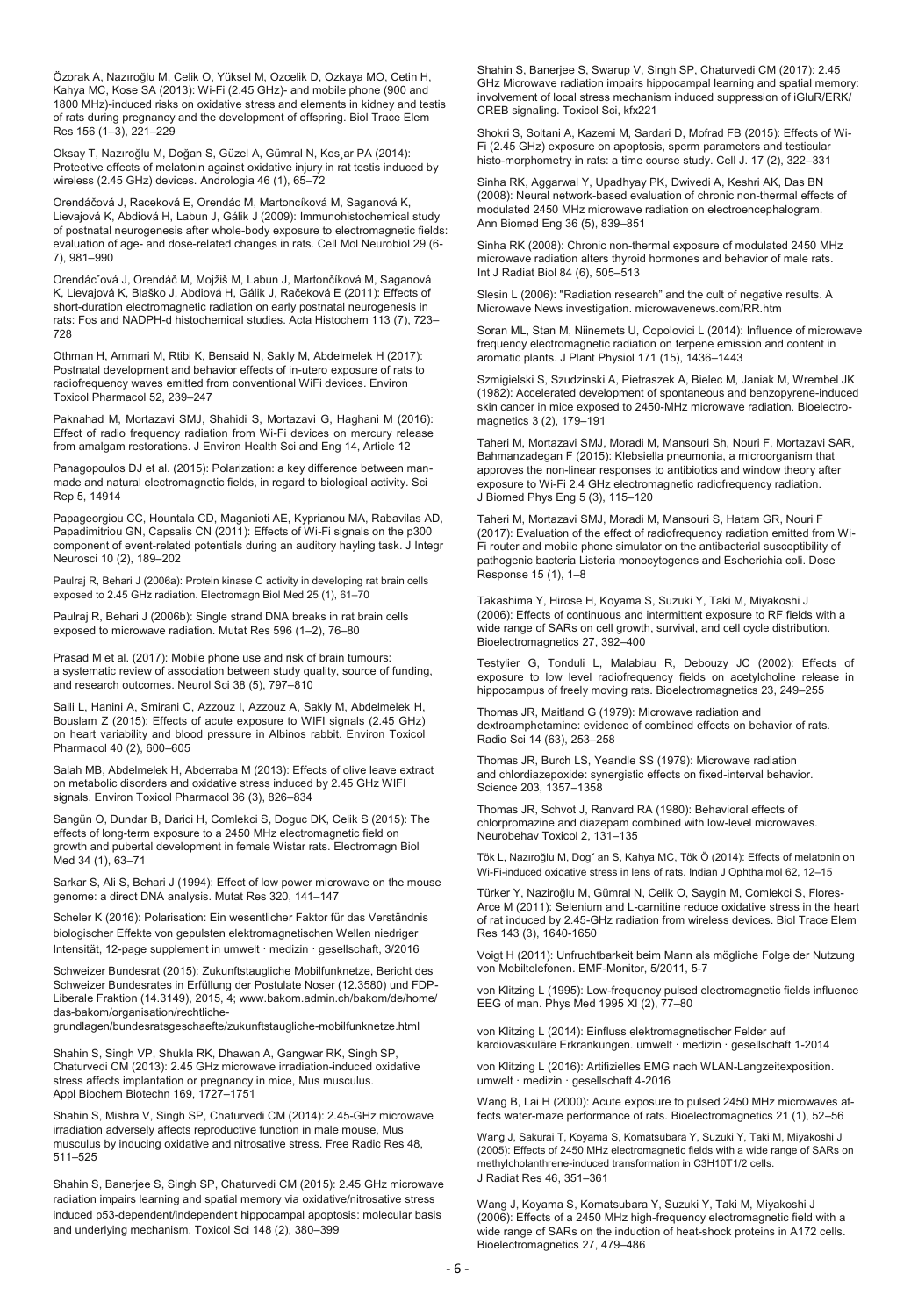Özorak A, Nazıroğlu M, Celik O, Yüksel M, Ozcelik D, Ozkaya MO, Cetin H, Kahya MC, Kose SA (2013): Wi-Fi (2.45 GHz)- and mobile phone (900 and 1800 MHz)-induced risks on oxidative stress and elements in kidney and testis of rats during pregnancy and the development of offspring. Biol Trace Elem Res 156 (1–3), 221–229

Oksay T, Nazıroğlu M, Doğan S, Güzel A, Gümral N, Koş̧ar PA (2014): Protective effects of melatonin against oxidative injury in rat testis induced by wireless (2.45 GHz) devices. Andrologia 46 (1), 65–72

Orendáčová J, Raceková E, Orendác M, Martoncíková M, Saganová K, Lievajová K, Abdiová H, Labun J, Gálik J (2009): Immunohistochemical study of postnatal neurogenesis after whole-body exposure to electromagnetic fields: evaluation of age- and dose-related changes in rats. Cell Mol Neurobiol 29 (6-7), 981–990

Orendácˇová J, Orendáč M, Mojžiš M, Labun J, Martončíková M, Saganová K, Lievajová K, Blaško J, Abdiová H, Gálik J, Račeková E (2011): Effects of short-duration electromagnetic radiation on early postnatal neurogenesis in rats: Fos and NADPH-d histochemical studies. Acta Histochem 113 (7), 723–728

Othman H, Ammari M, Rtibi K, Bensaid N, Sakly M, Abdelmelek H (2017): Postnatal development and behavior effects of in-utero exposure of rats to radiofrequency waves emitted from conventional WiFi devices. Environ Toxicol Pharmacol 52, 239–247

Paknahad M, Mortazavi SMJ, Shahidi S, Mortazavi G, Haghani M (2016): Effect of radio frequency radiation from Wi-Fi devices on mercury release from amalgam restorations. J Environ Health Sci and Eng 14, Article 12

Panagopoulos DJ et al. (2015): Polarization: a key difference between man-made and natural electromagnetic fields, in regard to biological activity. Sci Rep 5, 14914

Papageorgiou CC, Hountala CD, Maganioti AE, Kyprianou MA, Rabavilas AD, Papadimitriou GN, Capsalis CN (2011): Effects of Wi-Fi signals on the p300 component of event-related potentials during an auditory hayling task. J Integr Neurosci 10 (2), 189–202

Paulraj R, Behari J (2006a): Protein kinase C activity in developing rat brain cells exposed to 2.45 GHz radiation. Electromagn Biol Med 25 (1), 61–70

Paulraj R, Behari J (2006b): Single strand DNA breaks in rat brain cells exposed to microwave radiation. Mutat Res 596 (1–2), 76–80

Prasad M et al. (2017): Mobile phone use and risk of brain tumours: a systematic review of association between study quality, source of funding, and research outcomes. Neurol Sci 38 (5), 797–810

Saili L, Hanini A, Smirani C, Azzouz I, Azzouz A, Sakly M, Abdelmelek H, Bouslam Z (2015): Effects of acute exposure to WIFI signals (2.45 GHz) on heart variability and blood pressure in Albinos rabbit. Environ Toxicol Pharmacol 40 (2), 600–605

Salah MB, Abdelmelek H, Abderraba M (2013): Effects of olive leave extract on metabolic disorders and oxidative stress induced by 2.45 GHz WIFI signals. Environ Toxicol Pharmacol 36 (3), 826–834

Sangün O, Dundar B, Darici H, Comlekci S, Doguc DK, Celik S (2015): The effects of long-term exposure to a 2450 MHz electromagnetic field on growth and pubertal development in female Wistar rats. Electromagn Biol Med 34 (1), 63–71

Sarkar S, Ali S, Behari J (1994): Effect of low power microwave on the mouse genome: a direct DNA analysis. Mutat Res 320, 141–147

Scheler K (2016): Polarisation: Ein wesentlicher Faktor für das Verständnis biologischer Effekte von gepulsten elektromagnetischen Wellen niedriger Intensität, 12-page supplement in umwelt · medizin · gesellschaft, 3/2016

Schweizer Bundesrat (2015): Zukunftstaugliche Mobilfunknetze, Bericht des Schweizer Bundesrates in Erfüllung der Postulate Noser (12.3580) und FDP-Liberale Fraktion (14.3149), 2015, 4; www.bakom.admin.ch/bakom/de/home/das-bakom/organisation/rechtliche-grundlagen/bundesratsgeschaefte/zukunftstaugliche-mobilfunknetze.html

Shahin S, Singh VP, Shukla RK, Dhawan A, Gangwar RK, Singh SP, Chaturvedi CM (2013): 2.45 GHz microwave irradiation-induced oxidative stress affects implantation or pregnancy in mice, Mus musculus. Appl Biochem Biotechn 169, 1727–1751

Shahin S, Mishra V, Singh SP, Chaturvedi CM (2014): 2.45-GHz microwave irradiation adversely affects reproductive function in male mouse, Mus musculus by inducing oxidative and nitrosative stress. Free Radic Res 48, 511–525

Shahin S, Banerjee S, Singh SP, Chaturvedi CM (2015): 2.45 GHz microwave radiation impairs learning and spatial memory via oxidative/nitrosative stress induced p53-dependent/independent hippocampal apoptosis: molecular basis and underlying mechanism. Toxicol Sci 148 (2), 380–399

Shahin S, Banerjee S, Swarup V, Singh SP, Chaturvedi CM (2017): 2.45 GHz Microwave radiation impairs hippocampal learning and spatial memory: involvement of local stress mechanism induced suppression of iGluR/ERK/CREB signaling. Toxicol Sci, kfx221

Shokri S, Soltani A, Kazemi M, Sardari D, Mofrad FB (2015): Effects of Wi-Fi (2.45 GHz) exposure on apoptosis, sperm parameters and testicular histo-morphometry in rats: a time course study. Cell J. 17 (2), 322–331

Sinha RK, Aggarwal Y, Upadhyay PK, Dwivedi A, Keshri AK, Das BN (2008): Neural network-based evaluation of chronic non-thermal effects of modulated 2450 MHz microwave radiation on electroencephalogram. Ann Biomed Eng 36 (5), 839–851

Sinha RK (2008): Chronic non-thermal exposure of modulated 2450 MHz microwave radiation alters thyroid hormones and behavior of male rats. Int J Radiat Biol 84 (6), 505–513

Slesin L (2006): "Radiation research" and the cult of negative results. A Microwave News investigation. microwavenews.com/RR.htm

Soran ML, Stan M, Niinemets U, Copolovici L (2014): Influence of microwave frequency electromagnetic radiation on terpene emission and content in aromatic plants. J Plant Physiol 171 (15), 1436–1443

Szmigielski S, Szudzinski A, Pietraszek A, Bielec M, Janiak M, Wrembel JK (1982): Accelerated development of spontaneous and benzopyrene-induced skin cancer in mice exposed to 2450-MHz microwave radiation. Bioelectromagnetics 3 (2), 179–191

Taheri M, Mortazavi SMJ, Moradi M, Mansouri Sh, Nouri F, Mortazavi SAR, Bahmanzadegan F (2015): Klebsiella pneumonia, a microorganism that approves the non-linear responses to antibiotics and window theory after exposure to Wi-Fi 2.4 GHz electromagnetic radiofrequency radiation. J Biomed Phys Eng 5 (3), 115–120

Taheri M, Mortazavi SMJ, Moradi M, Mansouri S, Hatam GR, Nouri F (2017): Evaluation of the effect of radiofrequency radiation emitted from Wi-Fi router and mobile phone simulator on the antibacterial susceptibility of pathogenic bacteria Listeria monocytogenes and Escherichia coli. Dose Response 15 (1), 1–8

Takashima Y, Hirose H, Koyama S, Suzuki Y, Taki M, Miyakoshi J (2006): Effects of continuous and intermittent exposure to RF fields with a wide range of SARs on cell growth, survival, and cell cycle distribution. Bioelectromagnetics 27, 392–400

Testylier G, Tonduli L, Malabiau R, Debouzy JC (2002): Effects of exposure to low level radiofrequency fields on acetylcholine release in hippocampus of freely moving rats. Bioelectromagnetics 23, 249–255

Thomas JR, Maitland G (1979): Microwave radiation and dextroamphetamine: evidence of combined effects on behavior of rats. Radio Sci 14 (63), 253–258

Thomas JR, Burch LS, Yeandle SS (1979): Microwave radiation and chlordiazepoxide: synergistic effects on fixed-interval behavior. Science 203, 1357–1358

Thomas JR, Schvot J, Ranvard RA (1980): Behavioral effects of chlorpromazine and diazepam combined with low-level microwaves. Neurobehav Toxicol 2, 131–135

Tök L, Nazıroğlu M, Dogˇ an S, Kahya MC, Tök Ö (2014): Effects of melatonin on Wi-Fi-induced oxidative stress in lens of rats. Indian J Ophthalmol 62, 12–15

Türker Y, Naziroğlu M, Gümral N, Celik O, Saygin M, Comlekci S, Flores-Arce M (2011): Selenium and L-carnitine reduce oxidative stress in the heart of rat induced by 2.45-GHz radiation from wireless devices. Biol Trace Elem Res 143 (3), 1640-1650

Voigt H (2011): Unfruchtbarkeit beim Mann als mögliche Folge der Nutzung von Mobiltelefonen. EMF-Monitor, 5/2011, 5-7

von Klitzing L (1995): Low-frequency pulsed electromagnetic fields influence EEG of man. Phys Med 1995 XI (2), 77–80

von Klitzing L (2014): Einfluss elektromagnetischer Felder auf kardiovaskuläre Erkrankungen. umwelt · medizin · gesellschaft 1-2014

von Klitzing L (2016): Artifizielles EMG nach WLAN-Langzeitexposition. umwelt · medizin · gesellschaft 4-2016

Wang B, Lai H (2000): Acute exposure to pulsed 2450 MHz microwaves affects water-maze performance of rats. Bioelectromagnetics 21 (1), 52–56

Wang J, Sakurai T, Koyama S, Komatsubara Y, Suzuki Y, Taki M, Miyakoshi J (2005): Effects of 2450 MHz electromagnetic fields with a wide range of SARs on methylcholanthrene-induced transformation in C3H10T1/2 cells. J Radiat Res 46, 351–361

Wang J, Koyama S, Komatsubara Y, Suzuki Y, Taki M, Miyakoshi J (2006): Effects of a 2450 MHz high-frequency electromagnetic field with a wide range of SARs on the induction of heat-shock proteins in A172 cells. Bioelectromagnetics 27, 479–486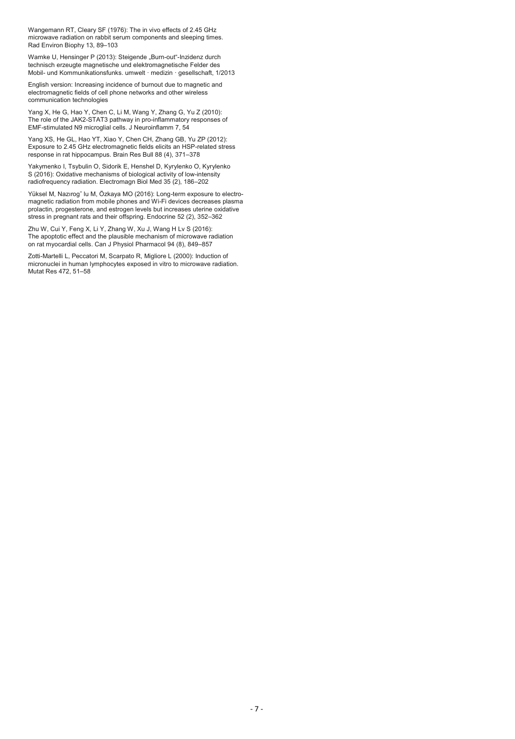Wangemann RT, Cleary SF (1976): The in vivo effects of 2.45 GHz microwave radiation on rabbit serum components and sleeping times. Rad Environ Biophy 13, 89–103

Warnke U, Hensinger P (2013): Steigende „Burn-out"-Inzidenz durch technisch erzeugte magnetische und elektromagnetische Felder des Mobil- und Kommunikationsfunks. umwelt · medizin · gesellschaft, 1/2013

English version: Increasing incidence of burnout due to magnetic and electromagnetic fields of cell phone networks and other wireless communication technologies

Yang X, He G, Hao Y, Chen C, Li M, Wang Y, Zhang G, Yu Z (2010): The role of the JAK2-STAT3 pathway in pro-inflammatory responses of EMF-stimulated N9 microglial cells. J Neuroinflamm 7, 54

Yang XS, He GL, Hao YT, Xiao Y, Chen CH, Zhang GB, Yu ZP (2012): Exposure to 2.45 GHz electromagnetic fields elicits an HSP-related stress response in rat hippocampus. Brain Res Bull 88 (4), 371–378

Yakymenko I, Tsybulin O, Sidorik E, Henshel D, Kyrylenko O, Kyrylenko S (2016): Oxidative mechanisms of biological activity of low-intensity radiofrequency radiation. Electromagn Biol Med 35 (2), 186–202

Yüksel M, Nazırog˘ lu M, Özkaya MO (2016): Long-term exposure to electromagnetic radiation from mobile phones and Wi-Fi devices decreases plasma prolactin, progesterone, and estrogen levels but increases uterine oxidative stress in pregnant rats and their offspring. Endocrine 52 (2), 352–362

Zhu W, Cui Y, Feng X, Li Y, Zhang W, Xu J, Wang H Lv S (2016): The apoptotic effect and the plausible mechanism of microwave radiation on rat myocardial cells. Can J Physiol Pharmacol 94 (8), 849–857

Zotti-Martelli L, Peccatori M, Scarpato R, Migliore L (2000): Induction of micronuclei in human lymphocytes exposed in vitro to microwave radiation. Mutat Res 472, 51–58